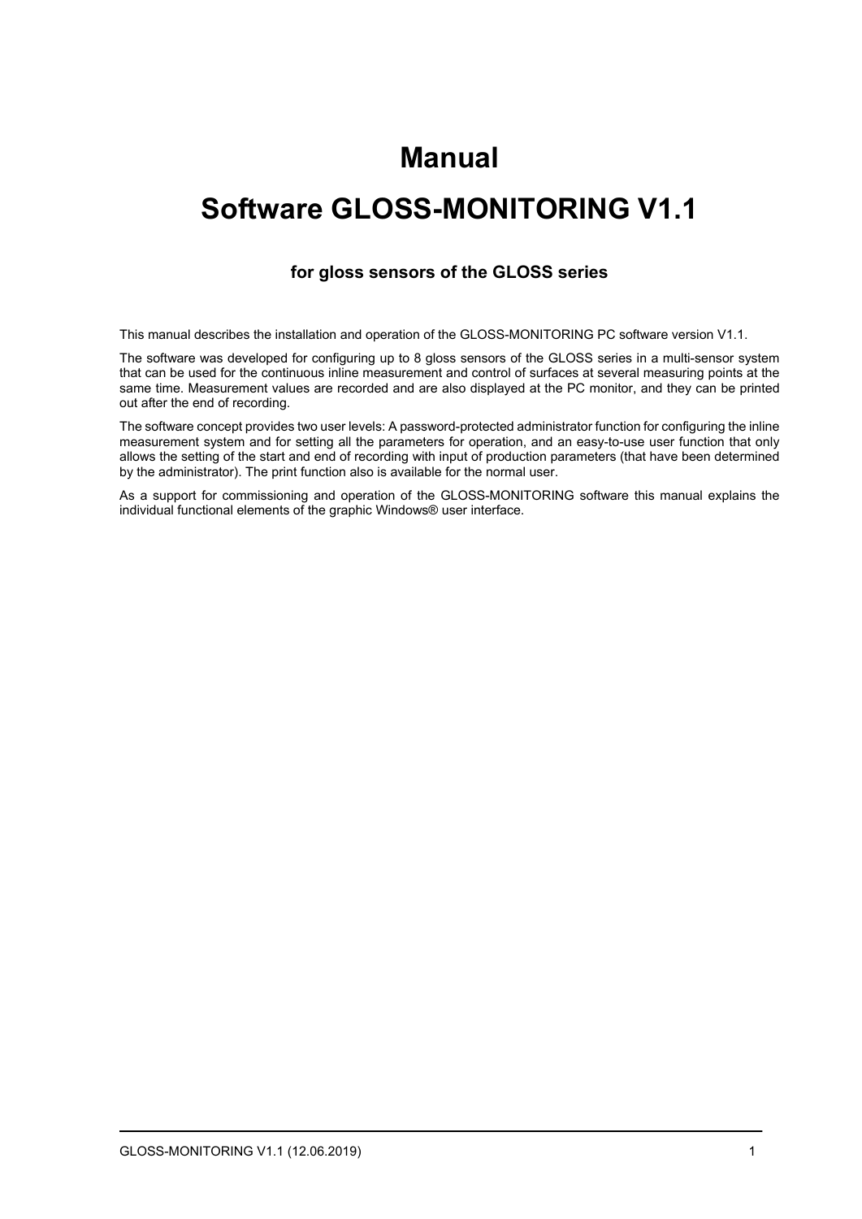# Manual

# Software GLOSS-MONITORING V1.1

### for gloss sensors of the GLOSS series

This manual describes the installation and operation of the GLOSS-MONITORING PC software version V1.1.

The software was developed for configuring up to 8 gloss sensors of the GLOSS series in a multi-sensor system that can be used for the continuous inline measurement and control of surfaces at several measuring points at the same time. Measurement values are recorded and are also displayed at the PC monitor, and they can be printed out after the end of recording.

The software concept provides two user levels: A password-protected administrator function for configuring the inline measurement system and for setting all the parameters for operation, and an easy-to-use user function that only allows the setting of the start and end of recording with input of production parameters (that have been determined by the administrator). The print function also is available for the normal user.

As a support for commissioning and operation of the GLOSS-MONITORING software this manual explains the individual functional elements of the graphic Windows® user interface.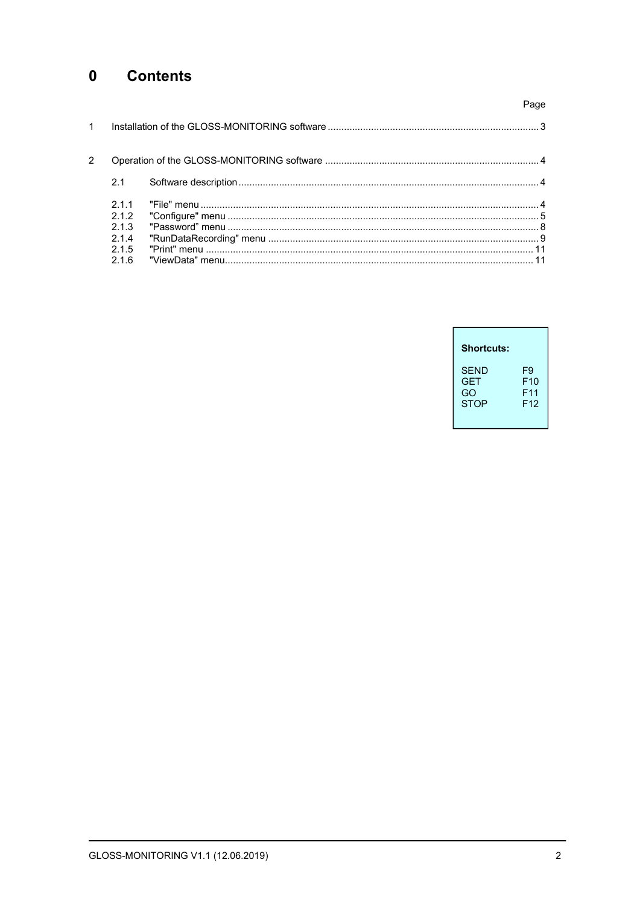# 0 Contents

| | | Page |
|---|---|---|
| 1 | Installation of the GLOSS-MONITORING software | 3 |
| 2 | Operation of the GLOSS-MONITORING software | 4 |
| 2.1 | Software description | 4 |
| 2.1.1 | "File" menu | 4 |
| 2.1.2 | "Configure" menu | 5 |
| 2.1.3 | "Password" menu | 8 |
| 2.1.4 | "RunDataRecording" menu | 9 |
| 2.1.5 | "Print" menu | 11 |
| 2.1.6 | "ViewData" menu | 11 |

**Shortcuts:**

| | |
|---|---|
| SEND | F9 |
| GET | F10 |
| GO | F11 |
| STOP | F12 |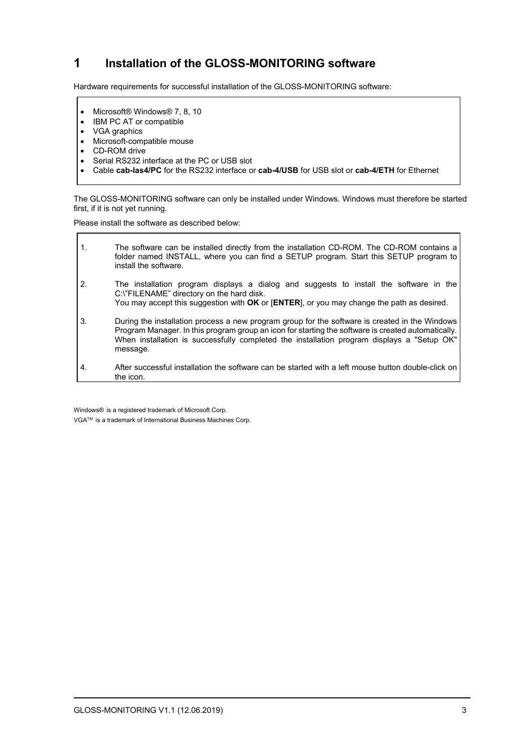# 1 Installation of the GLOSS-MONITORING software

Hardware requirements for successful installation of the GLOSS-MONITORING software:

- Microsoft® Windows® 7, 8, 10
- IBM PC AT or compatible
- VGA graphics
- Microsoft-compatible mouse
- CD-ROM drive
- Serial RS232 interface at the PC or USB slot
- Cable **cab-las4/PC** for the RS232 interface or **cab-4/USB** for USB slot or **cab-4/ETH** for Ethernet

The GLOSS-MONITORING software can only be installed under Windows. Windows must therefore be started first, if it is not yet running.

Please install the software as described below:

1. The software can be installed directly from the installation CD-ROM. The CD-ROM contains a folder named INSTALL, where you can find a SETUP program. Start this SETUP program to install the software.
2. The installation program displays a dialog and suggests to install the software in the C:\"FILENAME" directory on the hard disk.
   You may accept this suggestion with **OK** or [**ENTER**], or you may change the path as desired.
3. During the installation process a new program group for the software is created in the Windows Program Manager. In this program group an icon for starting the software is created automatically. When installation is successfully completed the installation program displays a "Setup OK" message.
4. After successful installation the software can be started with a left mouse button double-click on the icon.

Windows® is a registered trademark of Microsoft Corp.

VGA™ is a trademark of International Business Machines Corp.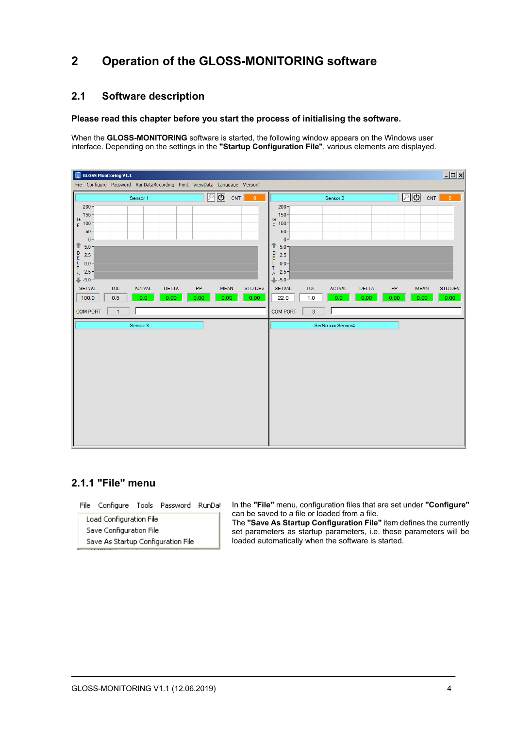# 2 Operation of the GLOSS-MONITORING software

## 2.1 Software description

**Please read this chapter before you start the process of initialising the software.**

When the **GLOSS-MONITORING** software is started, the following window appears on the Windows user interface. Depending on the settings in the **"Startup Configuration File"**, various elements are displayed.

### 2.1.1 "File" menu

In the **"File"** menu, configuration files that are set under **"Configure"** can be saved to a file or loaded from a file.

The **"Save As Startup Configuration File"** item defines the currently set parameters as startup parameters, i.e. these parameters will be loaded automatically when the software is started.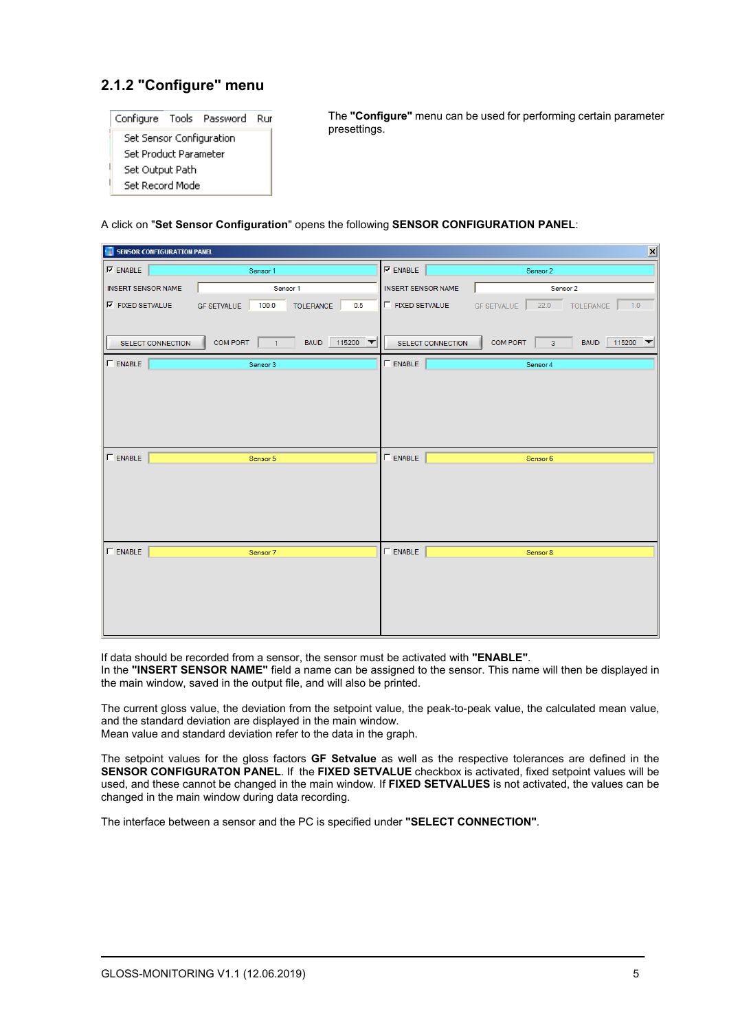### 2.1.2 "Configure" menu

Configure Tools Password Rur
Set Sensor Configuration
Set Product Parameter
Set Output Path
Set Record Mode

The **"Configure"** menu can be used for performing certain parameter presettings.

A click on "**Set Sensor Configuration**" opens the following **SENSOR CONFIGURATION PANEL**:

SENSOR CONFIGURATION PANEL

ENABLE Sensor 1
INSERT SENSOR NAME Sensor 1
FIXED SETVALUE GF SETVALUE 100.0 TOLERANCE 0.5
SELECT CONNECTION COM PORT 1 BAUD 115200

ENABLE Sensor 2
INSERT SENSOR NAME Sensor 2
FIXED SETVALUE GF SETVALUE 22.0 TOLERANCE 1.0
SELECT CONNECTION COM PORT 3 BAUD 115200

ENABLE Sensor 3
ENABLE Sensor 4
ENABLE Sensor 5
ENABLE Sensor 6
ENABLE Sensor 7
ENABLE Sensor 8

If data should be recorded from a sensor, the sensor must be activated with **"ENABLE"**.
In the **"INSERT SENSOR NAME"** field a name can be assigned to the sensor. This name will then be displayed in the main window, saved in the output file, and will also be printed.

The current gloss value, the deviation from the setpoint value, the peak-to-peak value, the calculated mean value, and the standard deviation are displayed in the main window.
Mean value and standard deviation refer to the data in the graph.

The setpoint values for the gloss factors **GF Setvalue** as well as the respective tolerances are defined in the **SENSOR CONFIGURATON PANEL**. If the **FIXED SETVALUE** checkbox is activated, fixed setpoint values will be used, and these cannot be changed in the main window. If **FIXED SETVALUES** is not activated, the values can be changed in the main window during data recording.

The interface between a sensor and the PC is specified under **"SELECT CONNECTION"**.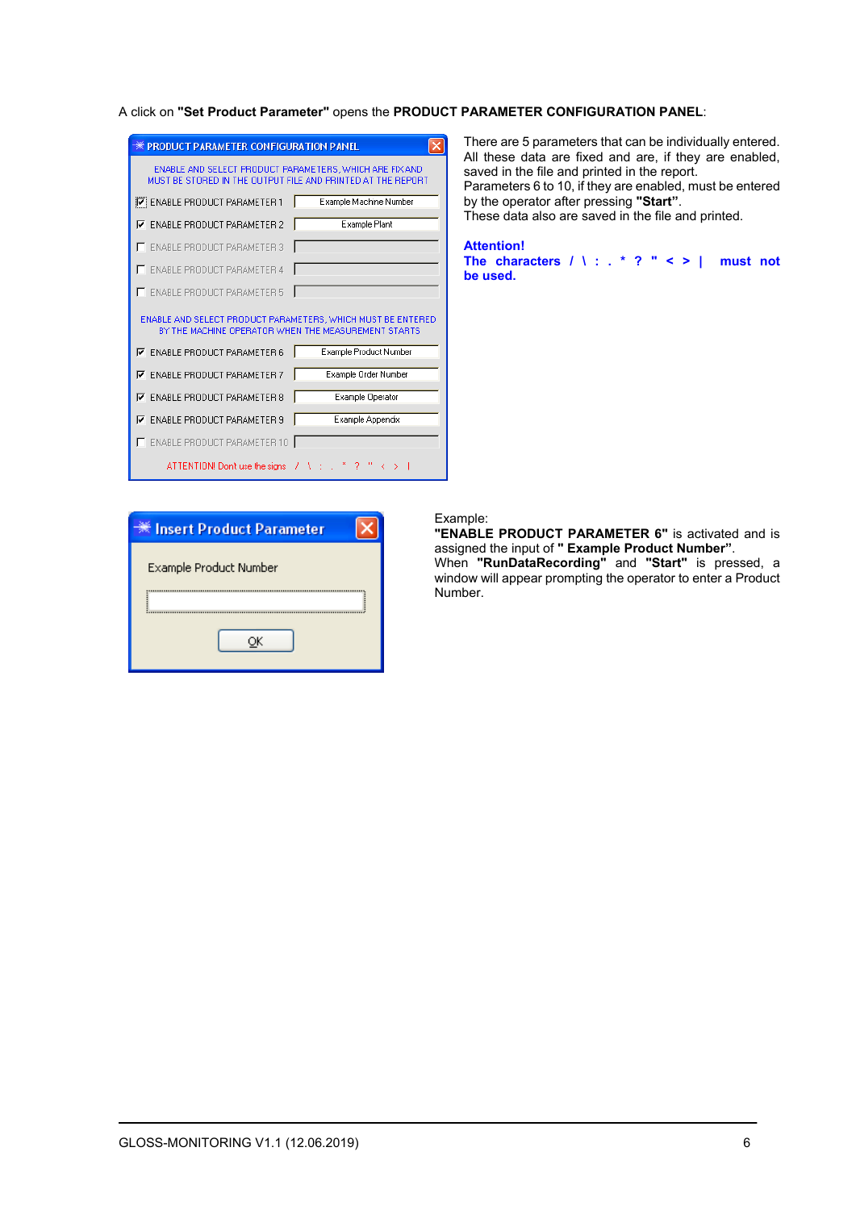A click on **"Set Product Parameter"** opens the **PRODUCT PARAMETER CONFIGURATION PANEL**:

PRODUCT PARAMETER CONFIGURATION PANEL

ENABLE AND SELECT PRODUCT PARAMETERS, WHICH ARE FIX AND MUST BE STORED IN THE OUTPUT FILE AND PRINTED AT THE REPORT

- [x] ENABLE PRODUCT PARAMETER 1 — Example Machine Number
- [x] ENABLE PRODUCT PARAMETER 2 — Example Plant
- [ ] ENABLE PRODUCT PARAMETER 3
- [ ] ENABLE PRODUCT PARAMETER 4
- [ ] ENABLE PRODUCT PARAMETER 5

ENABLE AND SELECT PRODUCT PARAMETERS, WHICH MUST BE ENTERED BY THE MACHINE OPERATOR WHEN THE MEASUREMENT STARTS

- [x] ENABLE PRODUCT PARAMETER 6 — Example Product Number
- [x] ENABLE PRODUCT PARAMETER 7 — Example Order Number
- [x] ENABLE PRODUCT PARAMETER 8 — Example Operator
- [x] ENABLE PRODUCT PARAMETER 9 — Example Appendix
- [ ] ENABLE PRODUCT PARAMETER 10

ATTENTION! Dont use the signs / \ : . * ? " < > |

There are 5 parameters that can be individually entered. All these data are fixed and are, if they are enabled, saved in the file and printed in the report.
Parameters 6 to 10, if they are enabled, must be entered by the operator after pressing **"Start"**.
These data also are saved in the file and printed.

**Attention!**
**The characters / \ : . * ? " < > | must not be used.**

Insert Product Parameter

Example Product Number

OK

Example:
**"ENABLE PRODUCT PARAMETER 6"** is activated and is assigned the input of **" Example Product Number"**.
When **"RunDataRecording"** and **"Start"** is pressed, a window will appear prompting the operator to enter a Product Number.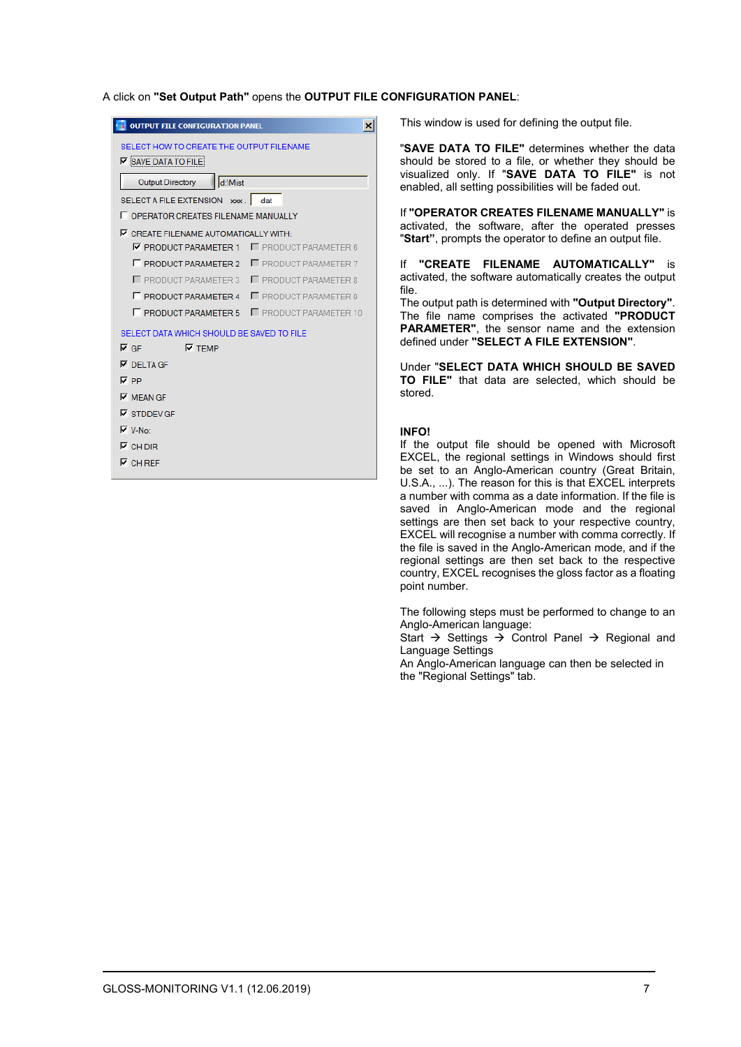A click on **"Set Output Path"** opens the **OUTPUT FILE CONFIGURATION PANEL**:

This window is used for defining the output file.

"**SAVE DATA TO FILE"** determines whether the data should be stored to a file, or whether they should be visualized only. If **"SAVE DATA TO FILE"** is not enabled, all setting possibilities will be faded out.

If **"OPERATOR CREATES FILENAME MANUALLY"** is activated, the software, after the operated presses "**Start"**, prompts the operator to define an output file.

If **"CREATE FILENAME AUTOMATICALLY"** is activated, the software automatically creates the output file.
The output path is determined with **"Output Directory"**.
The file name comprises the activated **"PRODUCT PARAMETER"**, the sensor name and the extension defined under **"SELECT A FILE EXTENSION"**.

Under "**SELECT DATA WHICH SHOULD BE SAVED TO FILE"** that data are selected, which should be stored.

**INFO!**
If the output file should be opened with Microsoft EXCEL, the regional settings in Windows should first be set to an Anglo-American country (Great Britain, U.S.A., ...). The reason for this is that EXCEL interprets a number with comma as a date information. If the file is saved in Anglo-American mode and the regional settings are then set back to your respective country, EXCEL will recognise a number with comma correctly. If the file is saved in the Anglo-American mode, and if the regional settings are then set back to the respective country, EXCEL recognises the gloss factor as a floating point number.

The following steps must be performed to change to an Anglo-American language:
Start → Settings → Control Panel → Regional and Language Settings
An Anglo-American language can then be selected in the "Regional Settings" tab.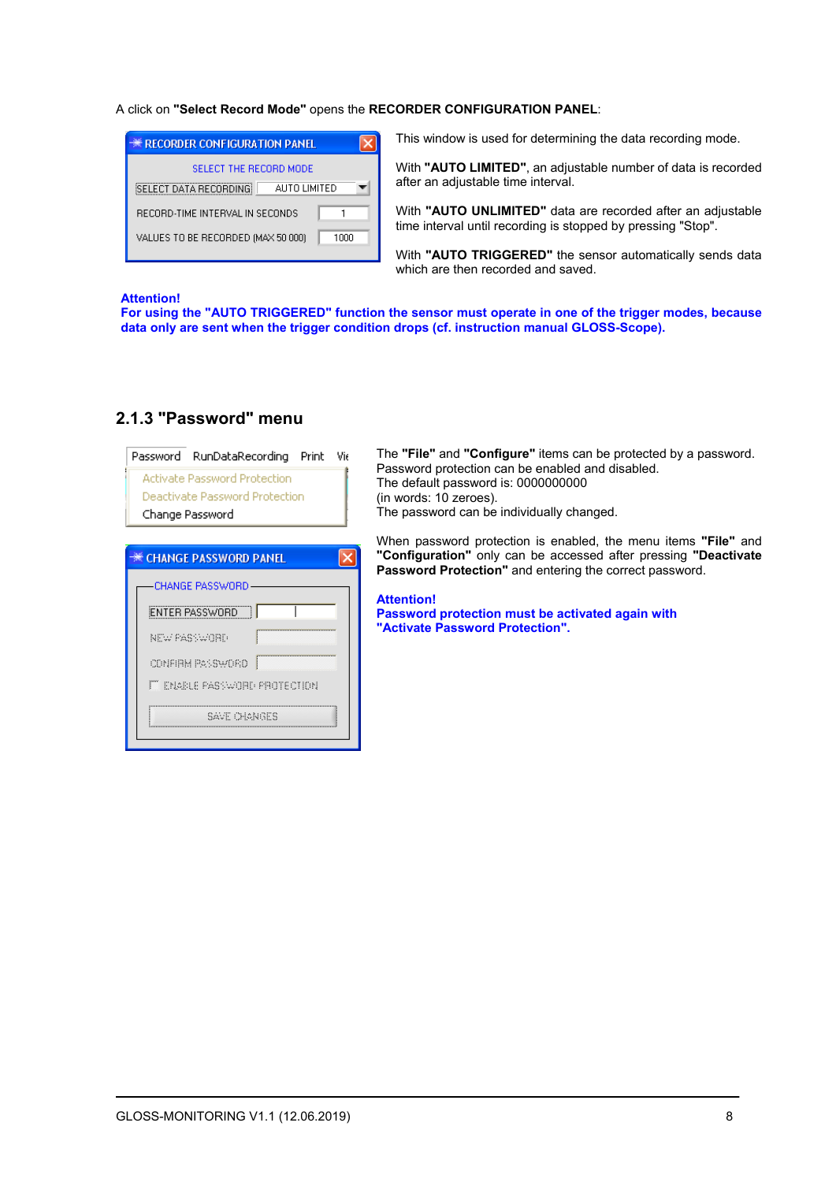A click on **"Select Record Mode"** opens the **RECORDER CONFIGURATION PANEL**:

RECORDER CONFIGURATION PANEL

SELECT THE RECORD MODE

SELECT DATA RECORDING: AUTO LIMITED

RECORD-TIME INTERVAL IN SECONDS: 1

VALUES TO BE RECORDED (MAX 50 000): 1000

This window is used for determining the data recording mode.

With **"AUTO LIMITED"**, an adjustable number of data is recorded after an adjustable time interval.

With **"AUTO UNLIMITED"** data are recorded after an adjustable time interval until recording is stopped by pressing "Stop".

With **"AUTO TRIGGERED"** the sensor automatically sends data which are then recorded and saved.

**Attention!**
**For using the "AUTO TRIGGERED" function the sensor must operate in one of the trigger modes, because data only are sent when the trigger condition drops (cf. instruction manual GLOSS-Scope).**

## 2.1.3 "Password" menu

Password | RunDataRecording | Print | Vie

Activate Password Protection
Deactivate Password Protection
Change Password

CHANGE PASSWORD PANEL

CHANGE PASSWORD

ENTER PASSWORD

NEW PASSWORD

CONFIRM PASSWORD

ENABLE PASSWORD PROTECTION

SAVE CHANGES

The **"File"** and **"Configure"** items can be protected by a password.
Password protection can be enabled and disabled.
The default password is: 0000000000
(in words: 10 zeroes).
The password can be individually changed.

When password protection is enabled, the menu items **"File"** and **"Configuration"** only can be accessed after pressing **"Deactivate Password Protection"** and entering the correct password.

**Attention!**
**Password protection must be activated again with "Activate Password Protection".**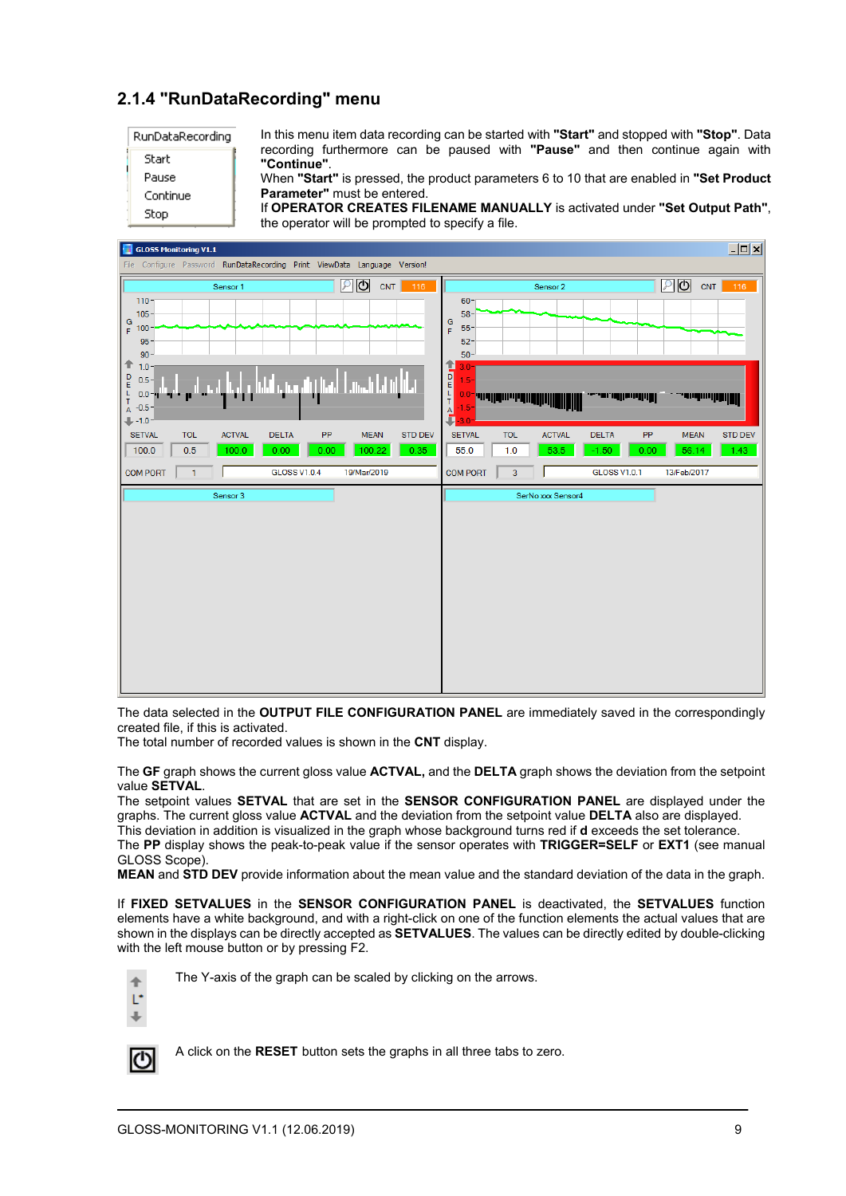### 2.1.4 "RunDataRecording" menu

RunDataRecording
Start
Pause
Continue
Stop

In this menu item data recording can be started with **"Start"** and stopped with **"Stop"**. Data recording furthermore can be paused with **"Pause"** and then continue again with **"Continue"**.
When **"Start"** is pressed, the product parameters 6 to 10 that are enabled in **"Set Product Parameter"** must be entered.
If **OPERATOR CREATES FILENAME MANUALLY** is activated under **"Set Output Path"**, the operator will be prompted to specify a file.

The data selected in the **OUTPUT FILE CONFIGURATION PANEL** are immediately saved in the correspondingly created file, if this is activated.
The total number of recorded values is shown in the **CNT** display.

The **GF** graph shows the current gloss value **ACTVAL,** and the **DELTA** graph shows the deviation from the setpoint value **SETVAL**.
The setpoint values **SETVAL** that are set in the **SENSOR CONFIGURATION PANEL** are displayed under the graphs. The current gloss value **ACTVAL** and the deviation from the setpoint value **DELTA** also are displayed.
This deviation in addition is visualized in the graph whose background turns red if **d** exceeds the set tolerance.
The **PP** display shows the peak-to-peak value if the sensor operates with **TRIGGER=SELF** or **EXT1** (see manual GLOSS Scope).
**MEAN** and **STD DEV** provide information about the mean value and the standard deviation of the data in the graph.

If **FIXED SETVALUES** in the **SENSOR CONFIGURATION PANEL** is deactivated, the **SETVALUES** function elements have a white background, and with a right-click on one of the function elements the actual values that are shown in the displays can be directly accepted as **SETVALUES**. The values can be directly edited by double-clicking with the left mouse button or by pressing F2.

The Y-axis of the graph can be scaled by clicking on the arrows.

A click on the **RESET** button sets the graphs in all three tabs to zero.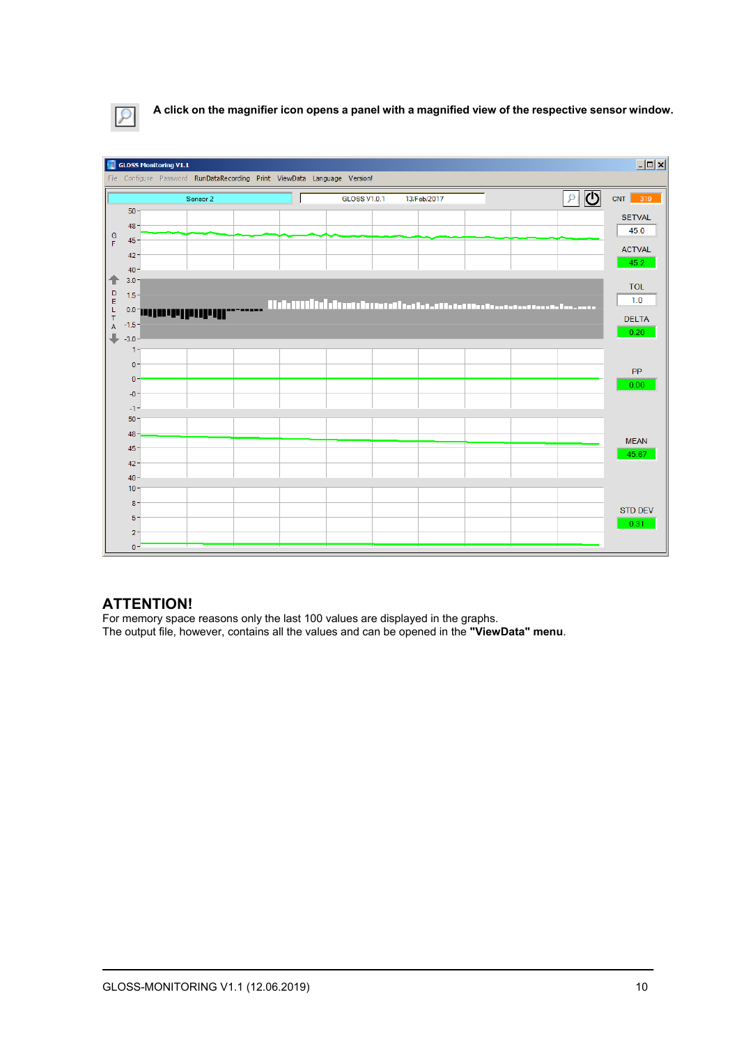A click on the magnifier icon opens a panel with a magnified view of the respective sensor window.

GLOSS Monitoring V1.1

File Configure Password RunDataRecording Print ViewData Language Version!

Sensor 2

GLOSS V1.0.1 13/Feb/2017

CNT 319

GF
50
48
45
42
40

SETVAL 45.0

ACTVAL 45.2

DELTA
3.0
1.5
0.0
-1.5
-3.0

TOL 1.0

DELTA 0.20

1
0
0
-0
-1

PP 0.00

50
48
45
42
40

MEAN 45.67

10
8
5
2
0

STD DEV 0.31

## ATTENTION!

For memory space reasons only the last 100 values are displayed in the graphs.
The output file, however, contains all the values and can be opened in the **"ViewData" menu**.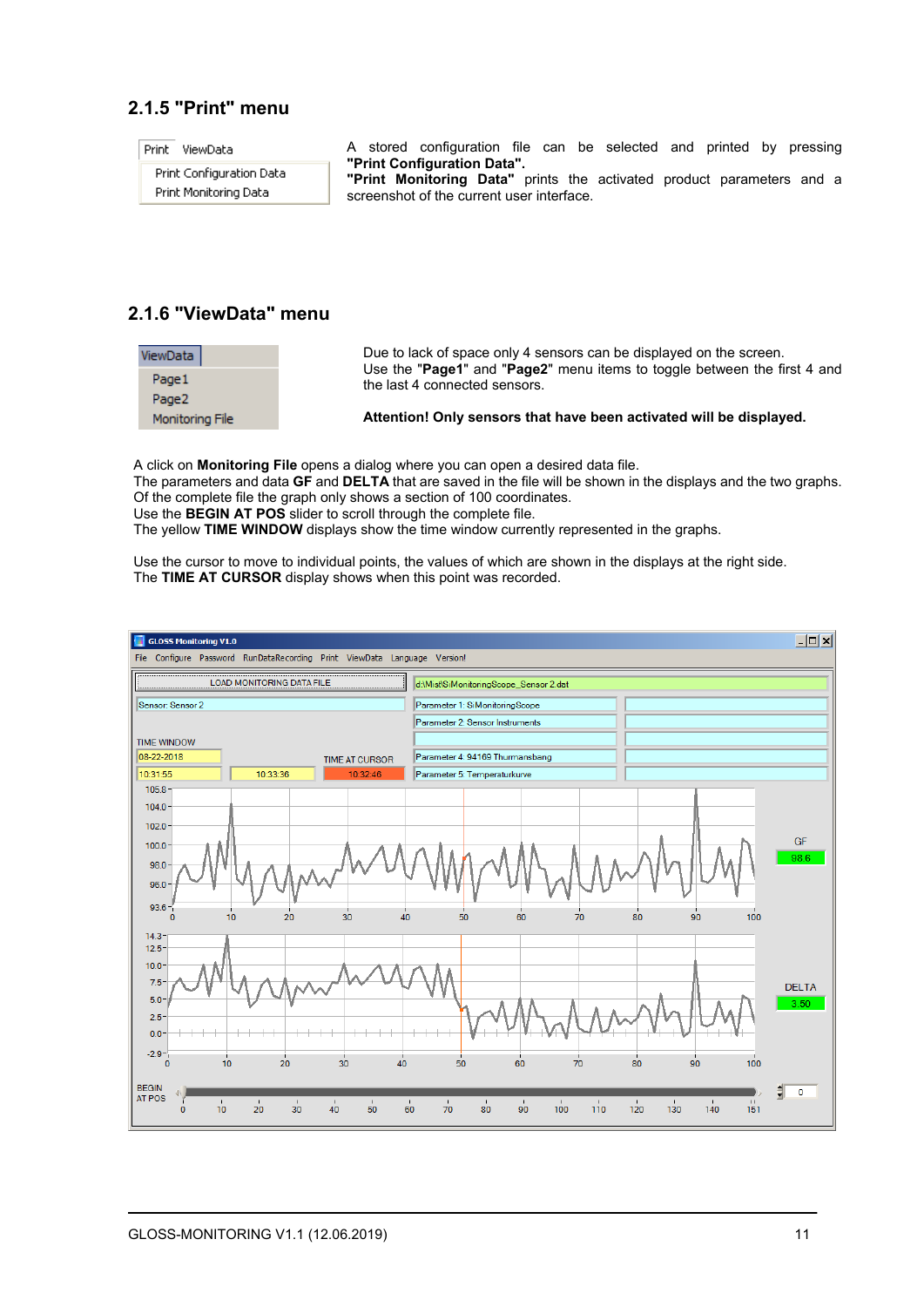### 2.1.5 "Print" menu

Print ViewData

Print Configuration Data

Print Monitoring Data

A stored configuration file can be selected and printed by pressing **"Print Configuration Data".**
**"Print Monitoring Data"** prints the activated product parameters and a screenshot of the current user interface.

### 2.1.6 "ViewData" menu

ViewData

Page1

Page2

Monitoring File

Due to lack of space only 4 sensors can be displayed on the screen.
Use the "**Page1**" and "**Page2**" menu items to toggle between the first 4 and the last 4 connected sensors.

**Attention! Only sensors that have been activated will be displayed.**

A click on **Monitoring File** opens a dialog where you can open a desired data file.
The parameters and data **GF** and **DELTA** that are saved in the file will be shown in the displays and the two graphs.
Of the complete file the graph only shows a section of 100 coordinates.
Use the **BEGIN AT POS** slider to scroll through the complete file.
The yellow **TIME WINDOW** displays show the time window currently represented in the graphs.

Use the cursor to move to individual points, the values of which are shown in the displays at the right side.
The **TIME AT CURSOR** display shows when this point was recorded.

GLOSS Monitoring V1.0

File Configure Password RunDataRecording Print ViewData Language Version!

LOAD MONITORING DATA FILE

d:\Mist\SiMonitoringScope_Sensor 2.dat

Sensor: Sensor 2

Parameter 1: SiMonitoringScope

Parameter 2: Sensor Instruments

Parameter 4: 94169 Thurmansbang

Parameter 5: Temperaturkurve

TIME WINDOW

08-22-2018

10:31:55

10:33:36

TIME AT CURSOR

10:32:46

105.8 104.0 102.0 100.0 98.0 96.0 93.6

0 10 20 30 40 50 60 70 80 90 100

GF

98.6

14.3 12.5 10.0 7.5 5.0 2.5 0.0 -2.9

0 10 20 30 40 50 60 70 80 90 100

DELTA

3.50

BEGIN AT POS

0 10 20 30 40 50 60 70 80 90 100 110 120 130 140 151

0